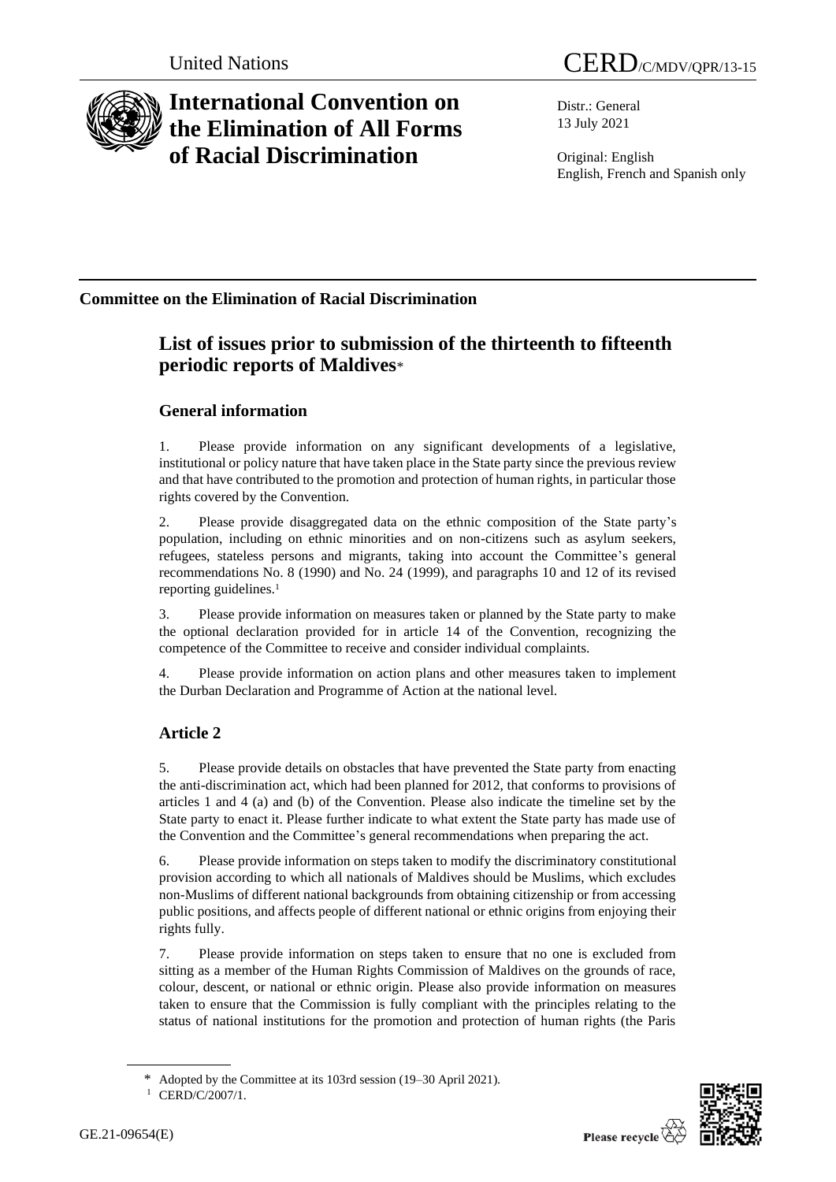United Nations

CERD/C/MDV/QPR/13-15

# International Convention on the Elimination of All Forms of Racial Discrimination

Distr.: General
13 July 2021

Original: English
English, French and Spanish only

**Committee on the Elimination of Racial Discrimination**

## List of issues prior to submission of the thirteenth to fifteenth periodic reports of Maldives*

### General information

1. Please provide information on any significant developments of a legislative, institutional or policy nature that have taken place in the State party since the previous review and that have contributed to the promotion and protection of human rights, in particular those rights covered by the Convention.

2. Please provide disaggregated data on the ethnic composition of the State party's population, including on ethnic minorities and on non-citizens such as asylum seekers, refugees, stateless persons and migrants, taking into account the Committee's general recommendations No. 8 (1990) and No. 24 (1999), and paragraphs 10 and 12 of its revised reporting guidelines.[1]

3. Please provide information on measures taken or planned by the State party to make the optional declaration provided for in article 14 of the Convention, recognizing the competence of the Committee to receive and consider individual complaints.

4. Please provide information on action plans and other measures taken to implement the Durban Declaration and Programme of Action at the national level.

### Article 2

5. Please provide details on obstacles that have prevented the State party from enacting the anti-discrimination act, which had been planned for 2012, that conforms to provisions of articles 1 and 4 (a) and (b) of the Convention. Please also indicate the timeline set by the State party to enact it. Please further indicate to what extent the State party has made use of the Convention and the Committee's general recommendations when preparing the act.

6. Please provide information on steps taken to modify the discriminatory constitutional provision according to which all nationals of Maldives should be Muslims, which excludes non-Muslims of different national backgrounds from obtaining citizenship or from accessing public positions, and affects people of different national or ethnic origins from enjoying their rights fully.

7. Please provide information on steps taken to ensure that no one is excluded from sitting as a member of the Human Rights Commission of Maldives on the grounds of race, colour, descent, or national or ethnic origin. Please also provide information on measures taken to ensure that the Commission is fully compliant with the principles relating to the status of national institutions for the promotion and protection of human rights (the Paris

---

\* Adopted by the Committee at its 103rd session (19–30 April 2021).

[1] CERD/C/2007/1.

GE.21-09654(E)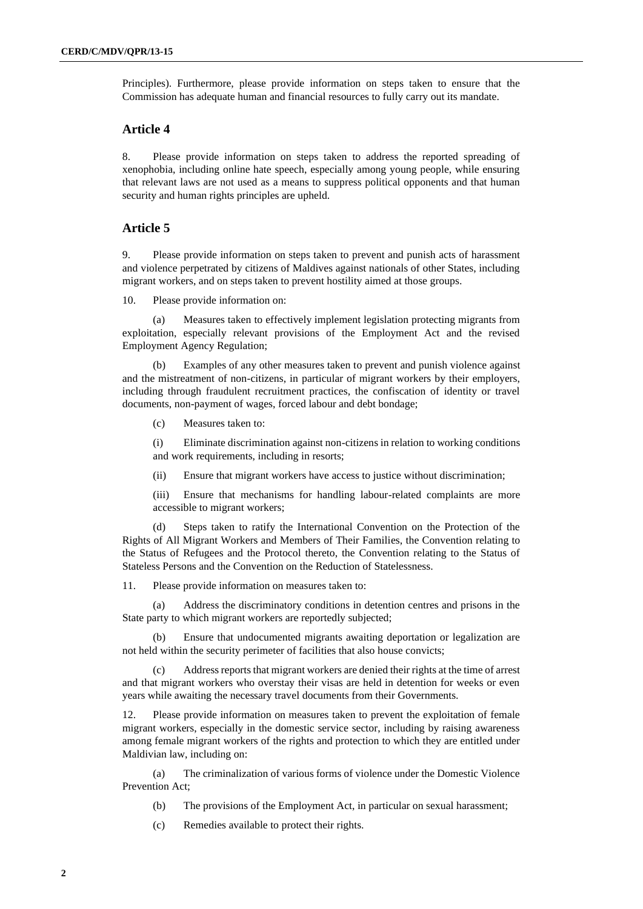Principles). Furthermore, please provide information on steps taken to ensure that the Commission has adequate human and financial resources to fully carry out its mandate.

## Article 4

8. Please provide information on steps taken to address the reported spreading of xenophobia, including online hate speech, especially among young people, while ensuring that relevant laws are not used as a means to suppress political opponents and that human security and human rights principles are upheld.

## Article 5

9. Please provide information on steps taken to prevent and punish acts of harassment and violence perpetrated by citizens of Maldives against nationals of other States, including migrant workers, and on steps taken to prevent hostility aimed at those groups.

10. Please provide information on:

(a) Measures taken to effectively implement legislation protecting migrants from exploitation, especially relevant provisions of the Employment Act and the revised Employment Agency Regulation;

(b) Examples of any other measures taken to prevent and punish violence against and the mistreatment of non-citizens, in particular of migrant workers by their employers, including through fraudulent recruitment practices, the confiscation of identity or travel documents, non-payment of wages, forced labour and debt bondage;

(c) Measures taken to:

(i) Eliminate discrimination against non-citizens in relation to working conditions and work requirements, including in resorts;

(ii) Ensure that migrant workers have access to justice without discrimination;

(iii) Ensure that mechanisms for handling labour-related complaints are more accessible to migrant workers;

(d) Steps taken to ratify the International Convention on the Protection of the Rights of All Migrant Workers and Members of Their Families, the Convention relating to the Status of Refugees and the Protocol thereto, the Convention relating to the Status of Stateless Persons and the Convention on the Reduction of Statelessness.

11. Please provide information on measures taken to:

(a) Address the discriminatory conditions in detention centres and prisons in the State party to which migrant workers are reportedly subjected;

(b) Ensure that undocumented migrants awaiting deportation or legalization are not held within the security perimeter of facilities that also house convicts;

(c) Address reports that migrant workers are denied their rights at the time of arrest and that migrant workers who overstay their visas are held in detention for weeks or even years while awaiting the necessary travel documents from their Governments.

12. Please provide information on measures taken to prevent the exploitation of female migrant workers, especially in the domestic service sector, including by raising awareness among female migrant workers of the rights and protection to which they are entitled under Maldivian law, including on:

(a) The criminalization of various forms of violence under the Domestic Violence Prevention Act;

(b) The provisions of the Employment Act, in particular on sexual harassment;

(c) Remedies available to protect their rights.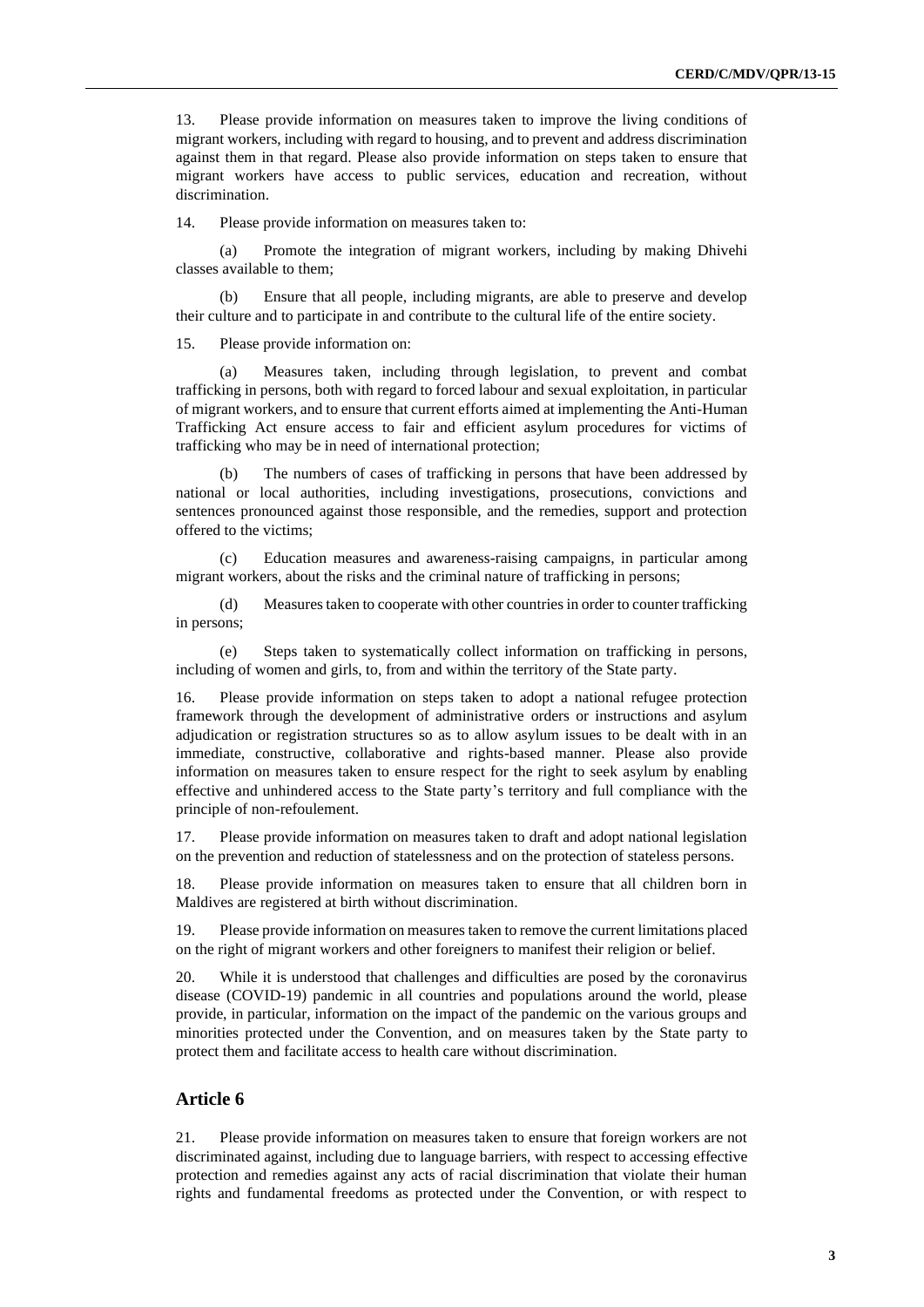13. Please provide information on measures taken to improve the living conditions of migrant workers, including with regard to housing, and to prevent and address discrimination against them in that regard. Please also provide information on steps taken to ensure that migrant workers have access to public services, education and recreation, without discrimination.

14. Please provide information on measures taken to:

(a) Promote the integration of migrant workers, including by making Dhivehi classes available to them;

(b) Ensure that all people, including migrants, are able to preserve and develop their culture and to participate in and contribute to the cultural life of the entire society.

15. Please provide information on:

(a) Measures taken, including through legislation, to prevent and combat trafficking in persons, both with regard to forced labour and sexual exploitation, in particular of migrant workers, and to ensure that current efforts aimed at implementing the Anti-Human Trafficking Act ensure access to fair and efficient asylum procedures for victims of trafficking who may be in need of international protection;

(b) The numbers of cases of trafficking in persons that have been addressed by national or local authorities, including investigations, prosecutions, convictions and sentences pronounced against those responsible, and the remedies, support and protection offered to the victims;

(c) Education measures and awareness-raising campaigns, in particular among migrant workers, about the risks and the criminal nature of trafficking in persons;

(d) Measures taken to cooperate with other countries in order to counter trafficking in persons;

(e) Steps taken to systematically collect information on trafficking in persons, including of women and girls, to, from and within the territory of the State party.

16. Please provide information on steps taken to adopt a national refugee protection framework through the development of administrative orders or instructions and asylum adjudication or registration structures so as to allow asylum issues to be dealt with in an immediate, constructive, collaborative and rights-based manner. Please also provide information on measures taken to ensure respect for the right to seek asylum by enabling effective and unhindered access to the State party's territory and full compliance with the principle of non-refoulement.

17. Please provide information on measures taken to draft and adopt national legislation on the prevention and reduction of statelessness and on the protection of stateless persons.

18. Please provide information on measures taken to ensure that all children born in Maldives are registered at birth without discrimination.

19. Please provide information on measures taken to remove the current limitations placed on the right of migrant workers and other foreigners to manifest their religion or belief.

20. While it is understood that challenges and difficulties are posed by the coronavirus disease (COVID-19) pandemic in all countries and populations around the world, please provide, in particular, information on the impact of the pandemic on the various groups and minorities protected under the Convention, and on measures taken by the State party to protect them and facilitate access to health care without discrimination.

## Article 6

21. Please provide information on measures taken to ensure that foreign workers are not discriminated against, including due to language barriers, with respect to accessing effective protection and remedies against any acts of racial discrimination that violate their human rights and fundamental freedoms as protected under the Convention, or with respect to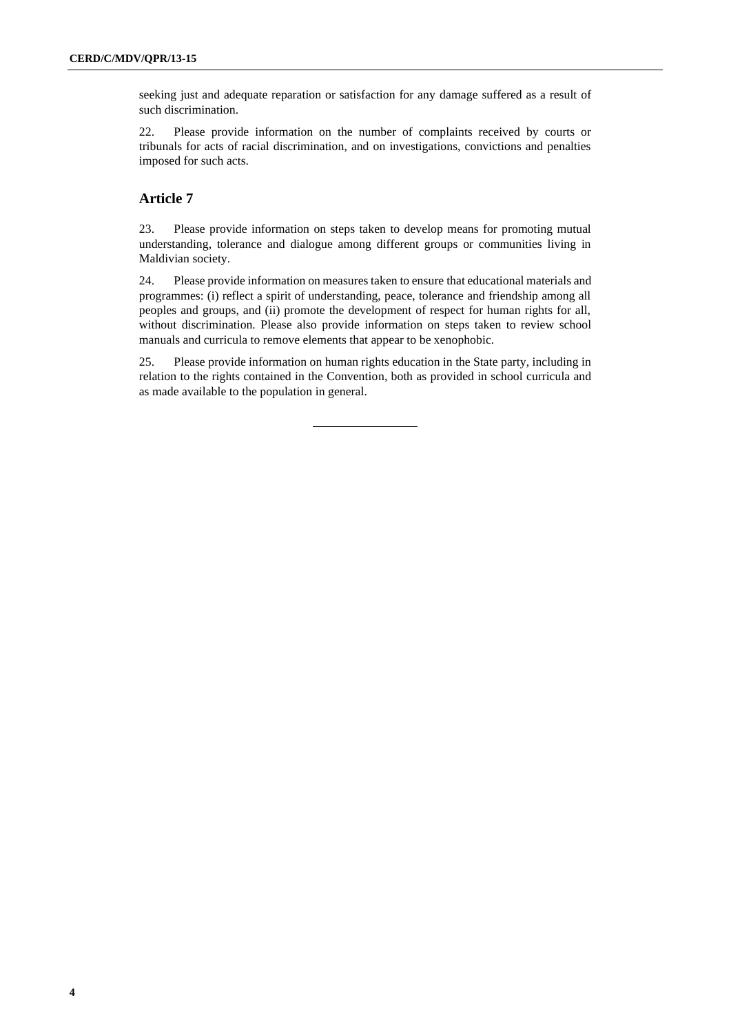seeking just and adequate reparation or satisfaction for any damage suffered as a result of such discrimination.

22. Please provide information on the number of complaints received by courts or tribunals for acts of racial discrimination, and on investigations, convictions and penalties imposed for such acts.

## Article 7

23. Please provide information on steps taken to develop means for promoting mutual understanding, tolerance and dialogue among different groups or communities living in Maldivian society.

24. Please provide information on measures taken to ensure that educational materials and programmes: (i) reflect a spirit of understanding, peace, tolerance and friendship among all peoples and groups, and (ii) promote the development of respect for human rights for all, without discrimination. Please also provide information on steps taken to review school manuals and curricula to remove elements that appear to be xenophobic.

25. Please provide information on human rights education in the State party, including in relation to the rights contained in the Convention, both as provided in school curricula and as made available to the population in general.